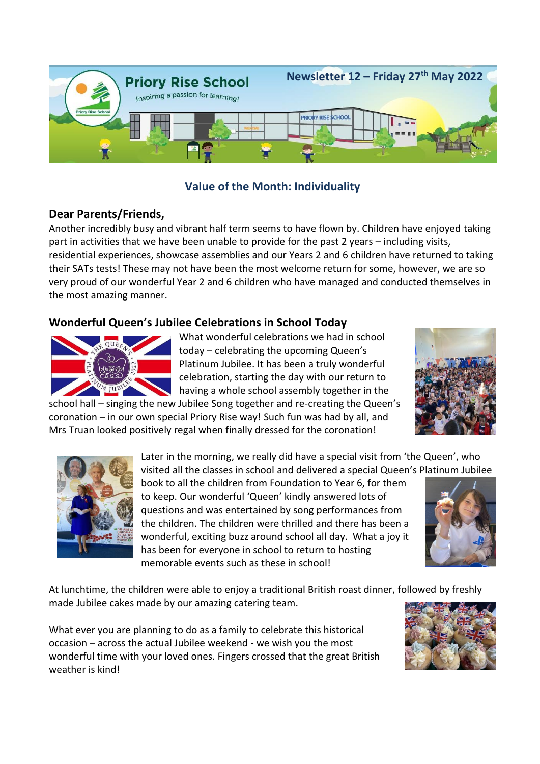# Priory Rise School

*Inspiring a passion for learning!*

**Newsletter 12 – Friday 27th May 2022**

## Value of the Month: Individuality

### Dear Parents/Friends,

Another incredibly busy and vibrant half term seems to have flown by. Children have enjoyed taking part in activities that we have been unable to provide for the past 2 years – including visits, residential experiences, showcase assemblies and our Years 2 and 6 children have returned to taking their SATs tests! These may not have been the most welcome return for some, however, we are so very proud of our wonderful Year 2 and 6 children who have managed and conducted themselves in the most amazing manner.

### Wonderful Queen's Jubilee Celebrations in School Today

What wonderful celebrations we had in school today – celebrating the upcoming Queen's Platinum Jubilee. It has been a truly wonderful celebration, starting the day with our return to having a whole school assembly together in the school hall – singing the new Jubilee Song together and re-creating the Queen's coronation – in our own special Priory Rise way! Such fun was had by all, and Mrs Truan looked positively regal when finally dressed for the coronation!

Later in the morning, we really did have a special visit from 'the Queen', who visited all the classes in school and delivered a special Queen's Platinum Jubilee book to all the children from Foundation to Year 6, for them to keep. Our wonderful 'Queen' kindly answered lots of questions and was entertained by song performances from the children. The children were thrilled and there has been a wonderful, exciting buzz around school all day. What a joy it has been for everyone in school to return to hosting memorable events such as these in school!

At lunchtime, the children were able to enjoy a traditional British roast dinner, followed by freshly made Jubilee cakes made by our amazing catering team.

What ever you are planning to do as a family to celebrate this historical occasion – across the actual Jubilee weekend - we wish you the most wonderful time with your loved ones. Fingers crossed that the great British weather is kind!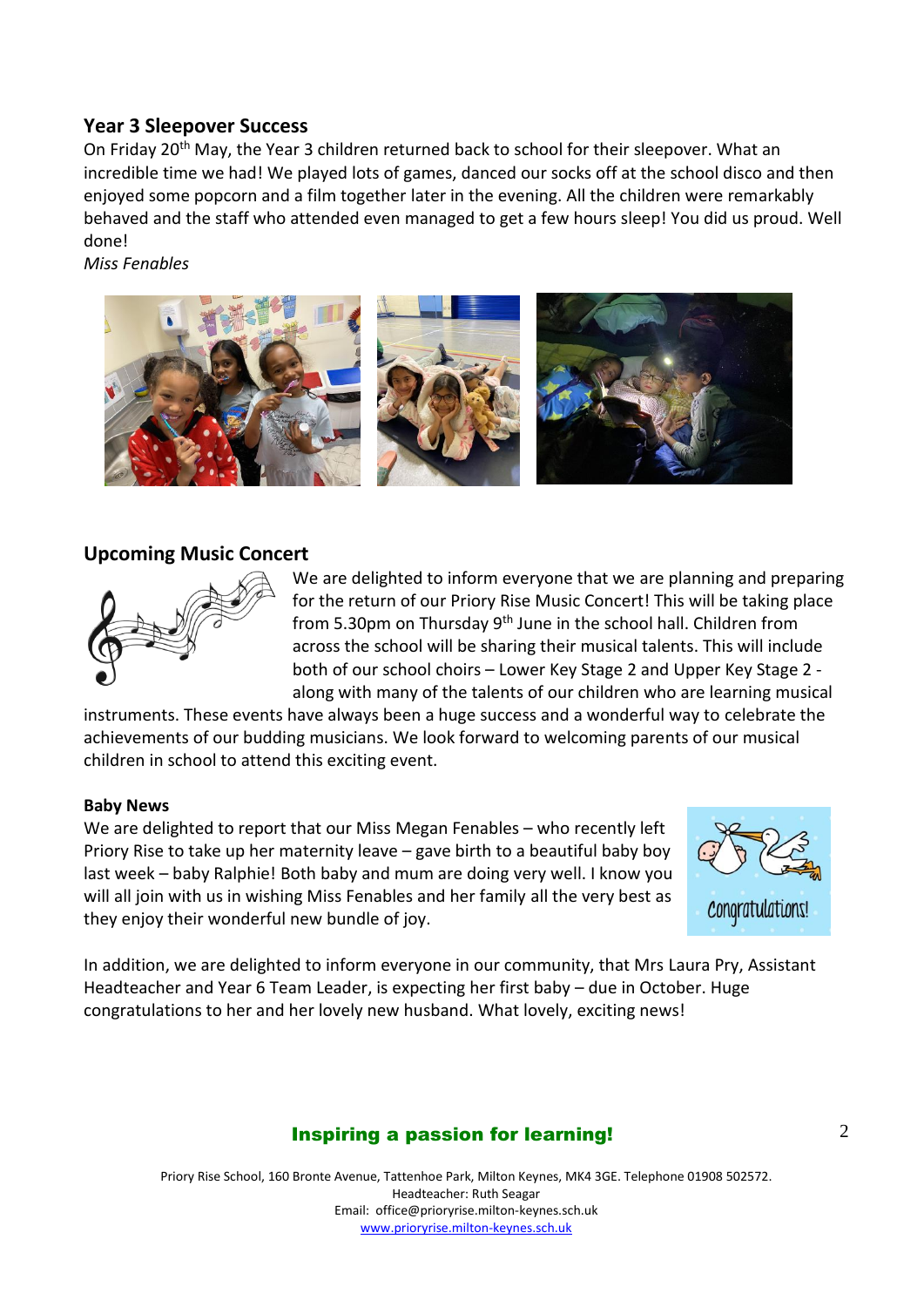## Year 3 Sleepover Success

On Friday 20th May, the Year 3 children returned back to school for their sleepover. What an incredible time we had! We played lots of games, danced our socks off at the school disco and then enjoyed some popcorn and a film together later in the evening. All the children were remarkably behaved and the staff who attended even managed to get a few hours sleep! You did us proud. Well done!

*Miss Fenables*

## Upcoming Music Concert

We are delighted to inform everyone that we are planning and preparing for the return of our Priory Rise Music Concert! This will be taking place from 5.30pm on Thursday 9th June in the school hall. Children from across the school will be sharing their musical talents. This will include both of our school choirs – Lower Key Stage 2 and Upper Key Stage 2 - along with many of the talents of our children who are learning musical instruments. These events have always been a huge success and a wonderful way to celebrate the achievements of our budding musicians. We look forward to welcoming parents of our musical children in school to attend this exciting event.

**Baby News**

We are delighted to report that our Miss Megan Fenables – who recently left Priory Rise to take up her maternity leave – gave birth to a beautiful baby boy last week – baby Ralphie! Both baby and mum are doing very well. I know you will all join with us in wishing Miss Fenables and her family all the very best as they enjoy their wonderful new bundle of joy.

In addition, we are delighted to inform everyone in our community, that Mrs Laura Pry, Assistant Headteacher and Year 6 Team Leader, is expecting her first baby – due in October. Huge congratulations to her and her lovely new husband. What lovely, exciting news!

**Inspiring a passion for learning!**

Priory Rise School, 160 Bronte Avenue, Tattenhoe Park, Milton Keynes, MK4 3GE. Telephone 01908 502572.
Headteacher: Ruth Seagar
Email: office@prioryrise.milton-keynes.sch.uk
www.prioryrise.milton-keynes.sch.uk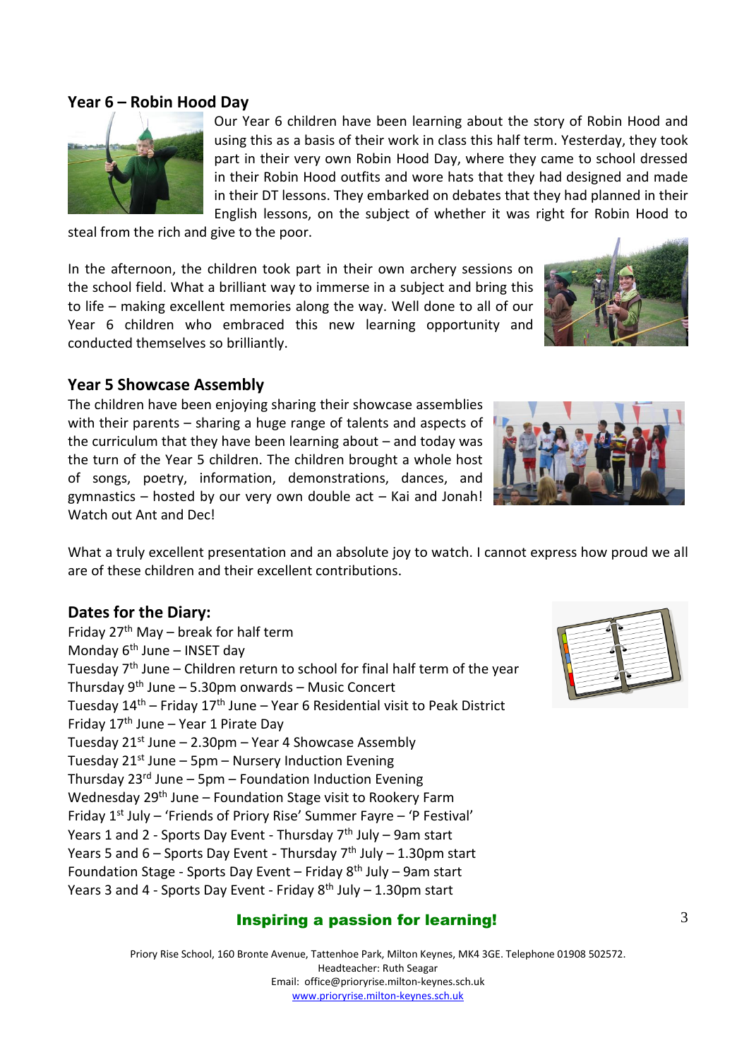## Year 6 – Robin Hood Day

Our Year 6 children have been learning about the story of Robin Hood and using this as a basis of their work in class this half term. Yesterday, they took part in their very own Robin Hood Day, where they came to school dressed in their Robin Hood outfits and wore hats that they had designed and made in their DT lessons. They embarked on debates that they had planned in their English lessons, on the subject of whether it was right for Robin Hood to steal from the rich and give to the poor.

In the afternoon, the children took part in their own archery sessions on the school field. What a brilliant way to immerse in a subject and bring this to life – making excellent memories along the way. Well done to all of our Year 6 children who embraced this new learning opportunity and conducted themselves so brilliantly.

## Year 5 Showcase Assembly

The children have been enjoying sharing their showcase assemblies with their parents – sharing a huge range of talents and aspects of the curriculum that they have been learning about – and today was the turn of the Year 5 children. The children brought a whole host of songs, poetry, information, demonstrations, dances, and gymnastics – hosted by our very own double act – Kai and Jonah! Watch out Ant and Dec!

What a truly excellent presentation and an absolute joy to watch. I cannot express how proud we all are of these children and their excellent contributions.

## Dates for the Diary:

Friday 27th May – break for half term
Monday 6th June – INSET day
Tuesday 7th June – Children return to school for final half term of the year
Thursday 9th June – 5.30pm onwards – Music Concert
Tuesday 14th – Friday 17th June – Year 6 Residential visit to Peak District
Friday 17th June – Year 1 Pirate Day
Tuesday 21st June – 2.30pm – Year 4 Showcase Assembly
Tuesday 21st June – 5pm – Nursery Induction Evening
Thursday 23rd June – 5pm – Foundation Induction Evening
Wednesday 29th June – Foundation Stage visit to Rookery Farm
Friday 1st July – 'Friends of Priory Rise' Summer Fayre – 'P Festival'
Years 1 and 2 - Sports Day Event - Thursday 7th July – 9am start
Years 5 and 6 – Sports Day Event - Thursday 7th July – 1.30pm start
Foundation Stage - Sports Day Event – Friday 8th July – 9am start
Years 3 and 4 - Sports Day Event - Friday 8th July – 1.30pm start

**Inspiring a passion for learning!**

Priory Rise School, 160 Bronte Avenue, Tattenhoe Park, Milton Keynes, MK4 3GE. Telephone 01908 502572.
Headteacher: Ruth Seagar
Email: office@prioryrise.milton-keynes.sch.uk
www.prioryrise.milton-keynes.sch.uk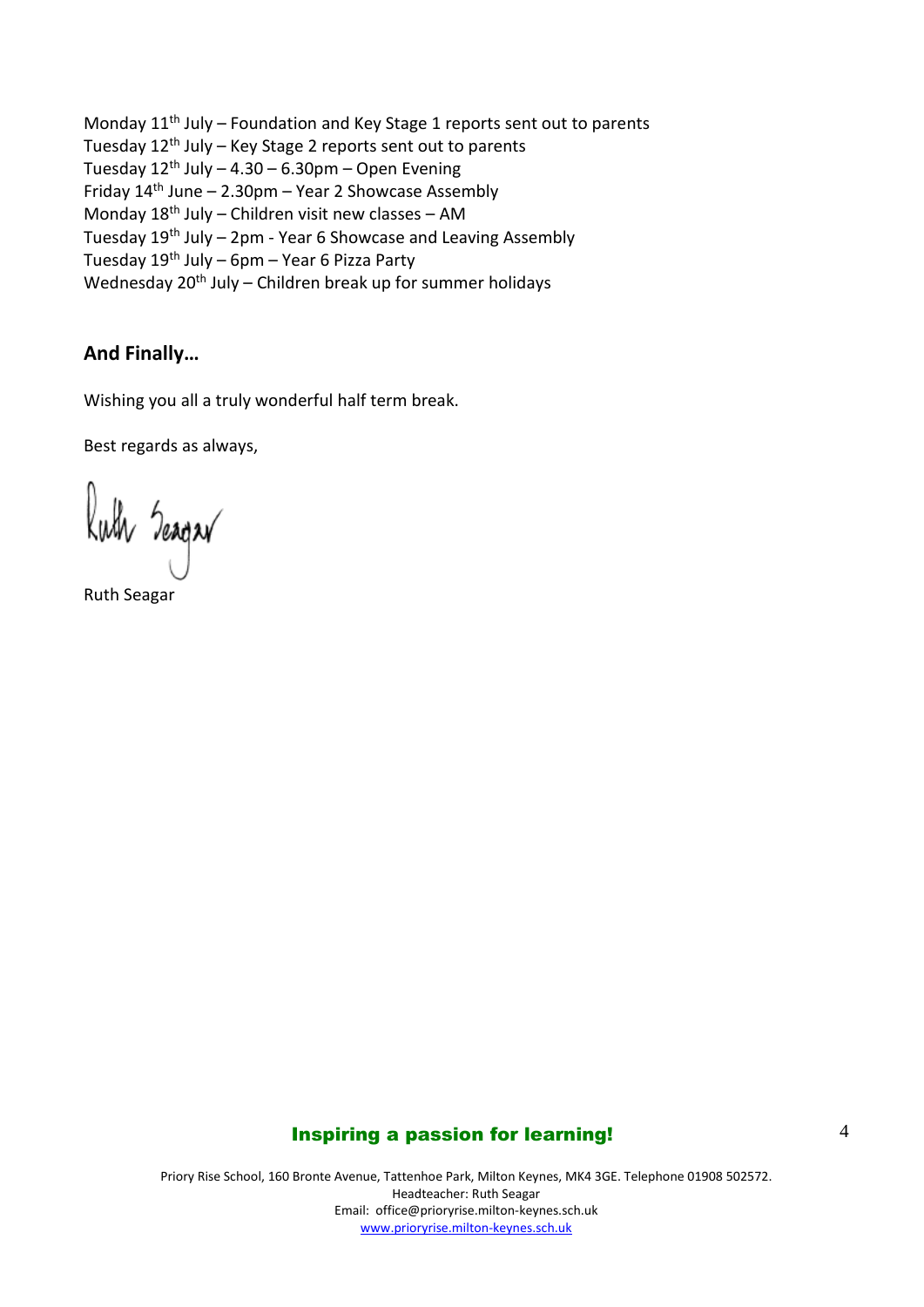Monday 11th July – Foundation and Key Stage 1 reports sent out to parents
Tuesday 12th July – Key Stage 2 reports sent out to parents
Tuesday 12th July – 4.30 – 6.30pm – Open Evening
Friday 14th June – 2.30pm – Year 2 Showcase Assembly
Monday 18th July – Children visit new classes – AM
Tuesday 19th July – 2pm - Year 6 Showcase and Leaving Assembly
Tuesday 19th July – 6pm – Year 6 Pizza Party
Wednesday 20th July – Children break up for summer holidays

## And Finally…

Wishing you all a truly wonderful half term break.

Best regards as always,

Ruth Seagar

**Inspiring a passion for learning!**

Priory Rise School, 160 Bronte Avenue, Tattenhoe Park, Milton Keynes, MK4 3GE. Telephone 01908 502572.
Headteacher: Ruth Seagar
Email: office@prioryrise.milton-keynes.sch.uk
www.prioryrise.milton-keynes.sch.uk